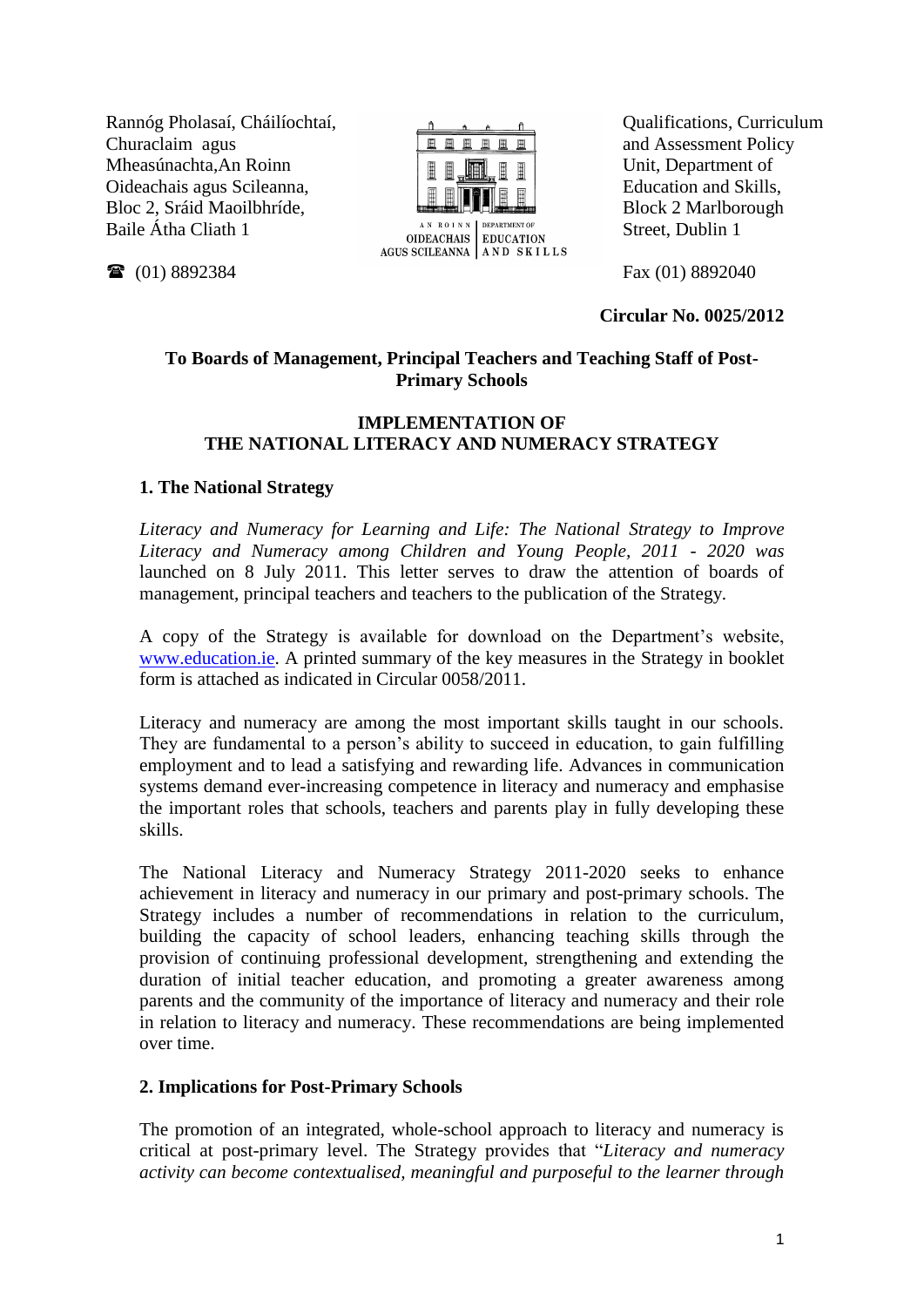Rannóg Pholasaí, Cháilíochtaí, Churaclaim agus Mheasúnachta,An Roinn Oideachais agus Scileanna, Bloc 2, Sráid Maoilbhríde, Baile Átha Cliath 1

Qualifications, Curriculum and Assessment Policy Unit, Department of Education and Skills, Block 2 Marlborough Street, Dublin 1

AN ROINN OIDEACHAIS AGUS SCILEANNA | DEPARTMENT OF EDUCATION AND SKILLS

☎ (01) 8892384

Fax (01) 8892040

**Circular No. 0025/2012**

**To Boards of Management, Principal Teachers and Teaching Staff of Post-Primary Schools**

**IMPLEMENTATION OF THE NATIONAL LITERACY AND NUMERACY STRATEGY**

## 1. The National Strategy

*Literacy and Numeracy for Learning and Life: The National Strategy to Improve Literacy and Numeracy among Children and Young People, 2011 - 2020 was* launched on 8 July 2011. This letter serves to draw the attention of boards of management, principal teachers and teachers to the publication of the Strategy.

A copy of the Strategy is available for download on the Department's website, www.education.ie. A printed summary of the key measures in the Strategy in booklet form is attached as indicated in Circular 0058/2011.

Literacy and numeracy are among the most important skills taught in our schools. They are fundamental to a person's ability to succeed in education, to gain fulfilling employment and to lead a satisfying and rewarding life. Advances in communication systems demand ever-increasing competence in literacy and numeracy and emphasise the important roles that schools, teachers and parents play in fully developing these skills.

The National Literacy and Numeracy Strategy 2011-2020 seeks to enhance achievement in literacy and numeracy in our primary and post-primary schools. The Strategy includes a number of recommendations in relation to the curriculum, building the capacity of school leaders, enhancing teaching skills through the provision of continuing professional development, strengthening and extending the duration of initial teacher education, and promoting a greater awareness among parents and the community of the importance of literacy and numeracy and their role in relation to literacy and numeracy. These recommendations are being implemented over time.

## 2. Implications for Post-Primary Schools

The promotion of an integrated, whole-school approach to literacy and numeracy is critical at post-primary level. The Strategy provides that "*Literacy and numeracy activity can become contextualised, meaningful and purposeful to the learner through*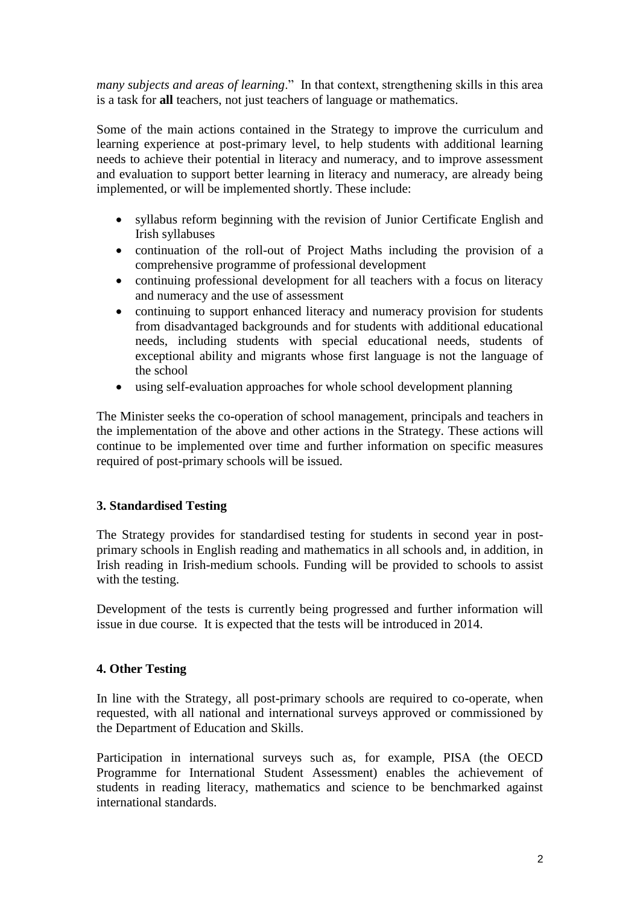*many subjects and areas of learning*." In that context, strengthening skills in this area is a task for **all** teachers, not just teachers of language or mathematics.

Some of the main actions contained in the Strategy to improve the curriculum and learning experience at post-primary level, to help students with additional learning needs to achieve their potential in literacy and numeracy, and to improve assessment and evaluation to support better learning in literacy and numeracy, are already being implemented, or will be implemented shortly. These include:

- syllabus reform beginning with the revision of Junior Certificate English and Irish syllabuses
- continuation of the roll-out of Project Maths including the provision of a comprehensive programme of professional development
- continuing professional development for all teachers with a focus on literacy and numeracy and the use of assessment
- continuing to support enhanced literacy and numeracy provision for students from disadvantaged backgrounds and for students with additional educational needs, including students with special educational needs, students of exceptional ability and migrants whose first language is not the language of the school
- using self-evaluation approaches for whole school development planning

The Minister seeks the co-operation of school management, principals and teachers in the implementation of the above and other actions in the Strategy. These actions will continue to be implemented over time and further information on specific measures required of post-primary schools will be issued.

## 3. Standardised Testing

The Strategy provides for standardised testing for students in second year in post-primary schools in English reading and mathematics in all schools and, in addition, in Irish reading in Irish-medium schools. Funding will be provided to schools to assist with the testing.

Development of the tests is currently being progressed and further information will issue in due course. It is expected that the tests will be introduced in 2014.

## 4. Other Testing

In line with the Strategy, all post-primary schools are required to co-operate, when requested, with all national and international surveys approved or commissioned by the Department of Education and Skills.

Participation in international surveys such as, for example, PISA (the OECD Programme for International Student Assessment) enables the achievement of students in reading literacy, mathematics and science to be benchmarked against international standards.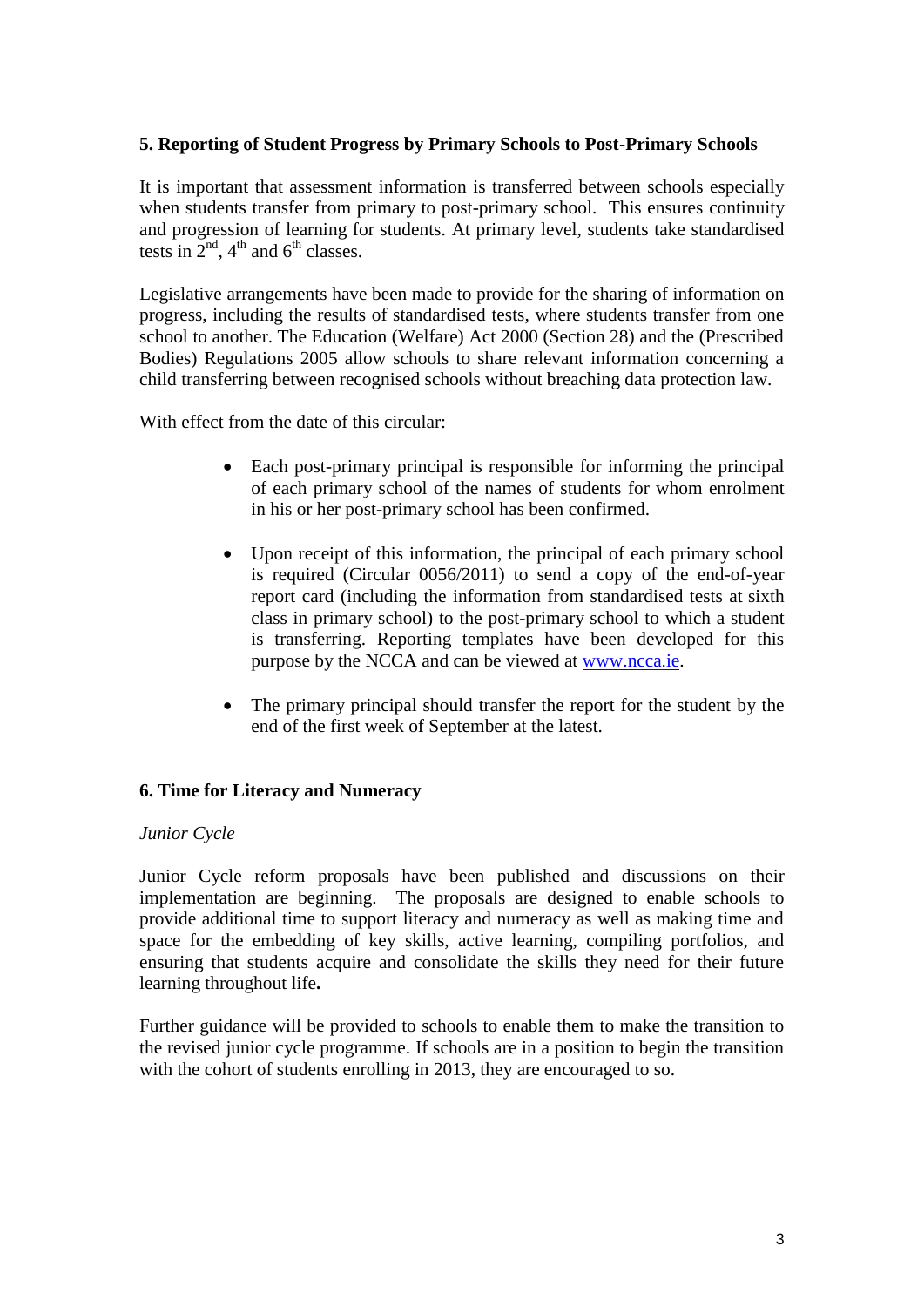### 5. Reporting of Student Progress by Primary Schools to Post-Primary Schools

It is important that assessment information is transferred between schools especially when students transfer from primary to post-primary school. This ensures continuity and progression of learning for students. At primary level, students take standardised tests in 2nd, 4th and 6th classes.

Legislative arrangements have been made to provide for the sharing of information on progress, including the results of standardised tests, where students transfer from one school to another. The Education (Welfare) Act 2000 (Section 28) and the (Prescribed Bodies) Regulations 2005 allow schools to share relevant information concerning a child transferring between recognised schools without breaching data protection law.

With effect from the date of this circular:

- Each post-primary principal is responsible for informing the principal of each primary school of the names of students for whom enrolment in his or her post-primary school has been confirmed.
- Upon receipt of this information, the principal of each primary school is required (Circular 0056/2011) to send a copy of the end-of-year report card (including the information from standardised tests at sixth class in primary school) to the post-primary school to which a student is transferring. Reporting templates have been developed for this purpose by the NCCA and can be viewed at [www.ncca.ie](http://www.ncca.ie).
- The primary principal should transfer the report for the student by the end of the first week of September at the latest.

### 6. Time for Literacy and Numeracy

*Junior Cycle*

Junior Cycle reform proposals have been published and discussions on their implementation are beginning. The proposals are designed to enable schools to provide additional time to support literacy and numeracy as well as making time and space for the embedding of key skills, active learning, compiling portfolios, and ensuring that students acquire and consolidate the skills they need for their future learning throughout life**.**

Further guidance will be provided to schools to enable them to make the transition to the revised junior cycle programme. If schools are in a position to begin the transition with the cohort of students enrolling in 2013, they are encouraged to so.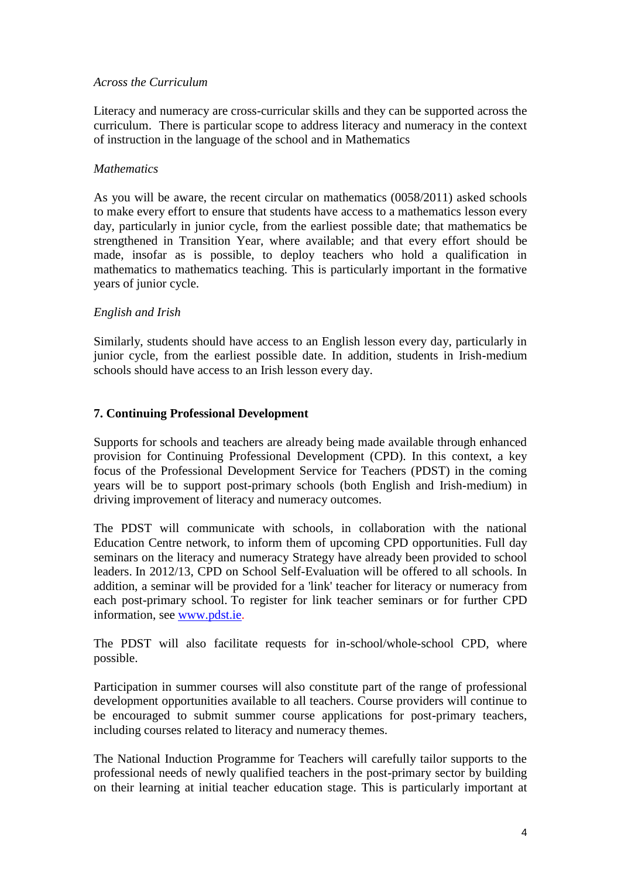*Across the Curriculum*

Literacy and numeracy are cross-curricular skills and they can be supported across the curriculum. There is particular scope to address literacy and numeracy in the context of instruction in the language of the school and in Mathematics

*Mathematics*

As you will be aware, the recent circular on mathematics (0058/2011) asked schools to make every effort to ensure that students have access to a mathematics lesson every day, particularly in junior cycle, from the earliest possible date; that mathematics be strengthened in Transition Year, where available; and that every effort should be made, insofar as is possible, to deploy teachers who hold a qualification in mathematics to mathematics teaching. This is particularly important in the formative years of junior cycle.

*English and Irish*

Similarly, students should have access to an English lesson every day, particularly in junior cycle, from the earliest possible date. In addition, students in Irish-medium schools should have access to an Irish lesson every day.

## 7. Continuing Professional Development

Supports for schools and teachers are already being made available through enhanced provision for Continuing Professional Development (CPD). In this context, a key focus of the Professional Development Service for Teachers (PDST) in the coming years will be to support post-primary schools (both English and Irish-medium) in driving improvement of literacy and numeracy outcomes.

The PDST will communicate with schools, in collaboration with the national Education Centre network, to inform them of upcoming CPD opportunities. Full day seminars on the literacy and numeracy Strategy have already been provided to school leaders. In 2012/13, CPD on School Self-Evaluation will be offered to all schools. In addition, a seminar will be provided for a 'link' teacher for literacy or numeracy from each post-primary school. To register for link teacher seminars or for further CPD information, see www.pdst.ie.

The PDST will also facilitate requests for in-school/whole-school CPD, where possible.

Participation in summer courses will also constitute part of the range of professional development opportunities available to all teachers. Course providers will continue to be encouraged to submit summer course applications for post-primary teachers, including courses related to literacy and numeracy themes.

The National Induction Programme for Teachers will carefully tailor supports to the professional needs of newly qualified teachers in the post-primary sector by building on their learning at initial teacher education stage. This is particularly important at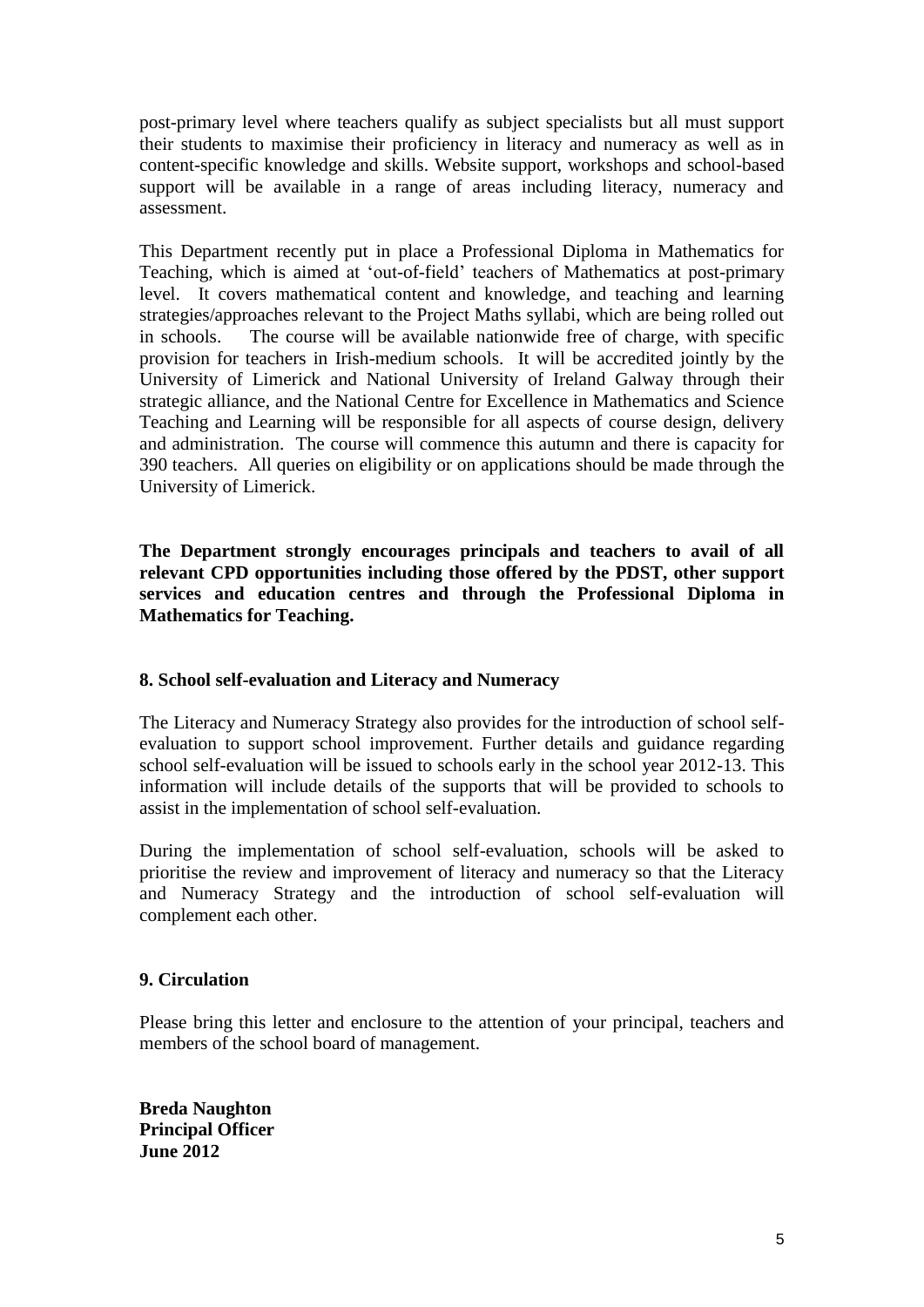post-primary level where teachers qualify as subject specialists but all must support their students to maximise their proficiency in literacy and numeracy as well as in content-specific knowledge and skills. Website support, workshops and school-based support will be available in a range of areas including literacy, numeracy and assessment.

This Department recently put in place a Professional Diploma in Mathematics for Teaching, which is aimed at 'out-of-field' teachers of Mathematics at post-primary level. It covers mathematical content and knowledge, and teaching and learning strategies/approaches relevant to the Project Maths syllabi, which are being rolled out in schools. The course will be available nationwide free of charge, with specific provision for teachers in Irish-medium schools. It will be accredited jointly by the University of Limerick and National University of Ireland Galway through their strategic alliance, and the National Centre for Excellence in Mathematics and Science Teaching and Learning will be responsible for all aspects of course design, delivery and administration. The course will commence this autumn and there is capacity for 390 teachers. All queries on eligibility or on applications should be made through the University of Limerick.

**The Department strongly encourages principals and teachers to avail of all relevant CPD opportunities including those offered by the PDST, other support services and education centres and through the Professional Diploma in Mathematics for Teaching.**

## 8. School self-evaluation and Literacy and Numeracy

The Literacy and Numeracy Strategy also provides for the introduction of school self-evaluation to support school improvement. Further details and guidance regarding school self-evaluation will be issued to schools early in the school year 2012-13. This information will include details of the supports that will be provided to schools to assist in the implementation of school self-evaluation.

During the implementation of school self-evaluation, schools will be asked to prioritise the review and improvement of literacy and numeracy so that the Literacy and Numeracy Strategy and the introduction of school self-evaluation will complement each other.

## 9. Circulation

Please bring this letter and enclosure to the attention of your principal, teachers and members of the school board of management.

**Breda Naughton**
**Principal Officer**
**June 2012**